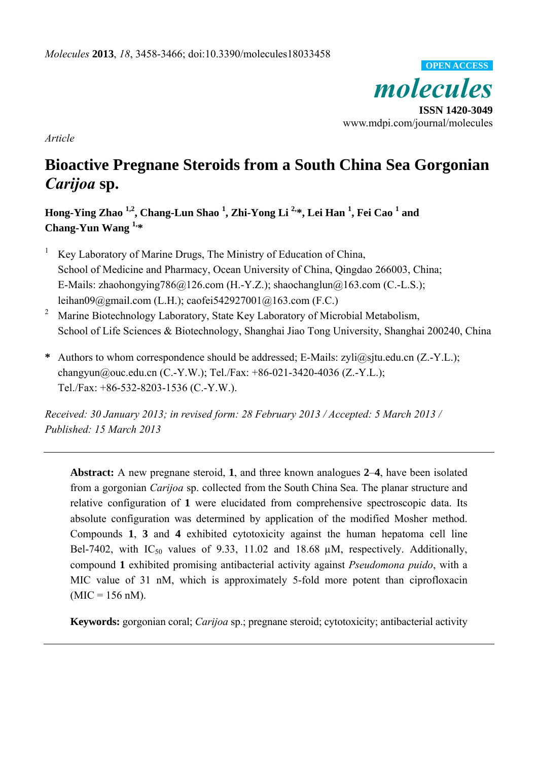*Article*

# Bioactive Pregnane Steroids from a South China Sea Gorgonian *Carijoa* sp.

**Hong-Ying Zhao [1,2], Chang-Lun Shao [1], Zhi-Yong Li [2,*], Lei Han [1], Fei Cao [1] and Chang-Yun Wang [1,*]**

[1] Key Laboratory of Marine Drugs, The Ministry of Education of China, School of Medicine and Pharmacy, Ocean University of China, Qingdao 266003, China; E-Mails: zhaohongying786@126.com (H.-Y.Z.); shaochanglun@163.com (C.-L.S.); leihan09@gmail.com (L.H.); caofei542927001@163.com (F.C.)

[2] Marine Biotechnology Laboratory, State Key Laboratory of Microbial Metabolism, School of Life Sciences & Biotechnology, Shanghai Jiao Tong University, Shanghai 200240, China

**\*** Authors to whom correspondence should be addressed; E-Mails: zyli@sjtu.edu.cn (Z.-Y.L.); changyun@ouc.edu.cn (C.-Y.W.); Tel./Fax: +86-021-3420-4036 (Z.-Y.L.); Tel./Fax: +86-532-8203-1536 (C.-Y.W.).

*Received: 30 January 2013; in revised form: 28 February 2013 / Accepted: 5 March 2013 / Published: 15 March 2013*

---

**Abstract:** A new pregnane steroid, **1**, and three known analogues **2**–**4**, have been isolated from a gorgonian *Carijoa* sp. collected from the South China Sea. The planar structure and relative configuration of **1** were elucidated from comprehensive spectroscopic data. Its absolute configuration was determined by application of the modified Mosher method. Compounds **1**, **3** and **4** exhibited cytotoxicity against the human hepatoma cell line Bel-7402, with $IC_{50}$ values of 9.33, 11.02 and 18.68 μM, respectively. Additionally, compound **1** exhibited promising antibacterial activity against *Pseudomona puido*, with a MIC value of 31 nM, which is approximately 5-fold more potent than ciprofloxacin (MIC = 156 nM).

**Keywords:** gorgonian coral; *Carijoa* sp.; pregnane steroid; cytotoxicity; antibacterial activity

---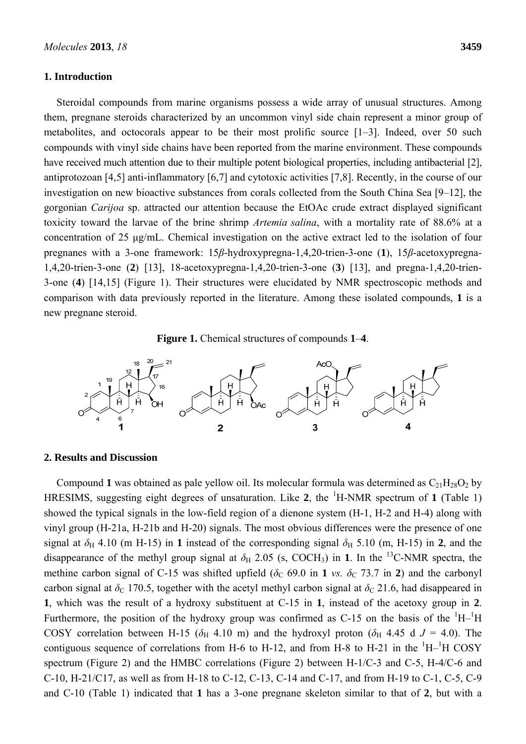## 1. Introduction

Steroidal compounds from marine organisms possess a wide array of unusual structures. Among them, pregnane steroids characterized by an uncommon vinyl side chain represent a minor group of metabolites, and octocorals appear to be their most prolific source [1–3]. Indeed, over 50 such compounds with vinyl side chains have been reported from the marine environment. These compounds have received much attention due to their multiple potent biological properties, including antibacterial [2], antiprotozoan [4,5] anti-inflammatory [6,7] and cytotoxic activities [7,8]. Recently, in the course of our investigation on new bioactive substances from corals collected from the South China Sea [9–12], the gorgonian *Carijoa* sp. attracted our attention because the EtOAc crude extract displayed significant toxicity toward the larvae of the brine shrimp *Artemia salina*, with a mortality rate of 88.6% at a concentration of 25 μg/mL. Chemical investigation on the active extract led to the isolation of four pregnanes with a 3-one framework: 15*β*-hydroxypregna-1,4,20-trien-3-one (**1**), 15*β*-acetoxypregna-1,4,20-trien-3-one (**2**) [13], 18-acetoxypregna-1,4,20-trien-3-one (**3**) [13], and pregna-1,4,20-trien-3-one (**4**) [14,15] (Figure 1). Their structures were elucidated by NMR spectroscopic methods and comparison with data previously reported in the literature. Among these isolated compounds, **1** is a new pregnane steroid.

**Figure 1.** Chemical structures of compounds **1**–**4**.

## 2. Results and Discussion

Compound **1** was obtained as pale yellow oil. Its molecular formula was determined as $C_{21}H_{28}O_2$ by HRESIMS, suggesting eight degrees of unsaturation. Like **2**, the $^1$H-NMR spectrum of **1** (Table 1) showed the typical signals in the low-field region of a dienone system (H-1, H-2 and H-4) along with vinyl group (H-21a, H-21b and H-20) signals. The most obvious differences were the presence of one signal at $\delta_H$ 4.10 (m H-15) in **1** instead of the corresponding signal $\delta_H$ 5.10 (m, H-15) in **2**, and the disappearance of the methyl group signal at $\delta_H$ 2.05 (s, $COCH_3$) in **1**. In the $^{13}$C-NMR spectra, the methine carbon signal of C-15 was shifted upfield ($\delta_C$ 69.0 in **1** *vs.* $\delta_C$ 73.7 in **2**) and the carbonyl carbon signal at $\delta_C$ 170.5, together with the acetyl methyl carbon signal at $\delta_C$ 21.6, had disappeared in **1**, which was the result of a hydroxy substituent at C-15 in **1**, instead of the acetoxy group in **2**. Furthermore, the position of the hydroxy group was confirmed as C-15 on the basis of the $^1$H–$^1$H COSY correlation between H-15 ($\delta_H$ 4.10 m) and the hydroxyl proton ($\delta_H$ 4.45 d $J$ = 4.0). The contiguous sequence of correlations from H-6 to H-12, and from H-8 to H-21 in the $^1$H–$^1$H COSY spectrum (Figure 2) and the HMBC correlations (Figure 2) between H-1/C-3 and C-5, H-4/C-6 and C-10, H-21/C17, as well as from H-18 to C-12, C-13, C-14 and C-17, and from H-19 to C-1, C-5, C-9 and C-10 (Table 1) indicated that **1** has a 3-one pregnane skeleton similar to that of **2**, but with a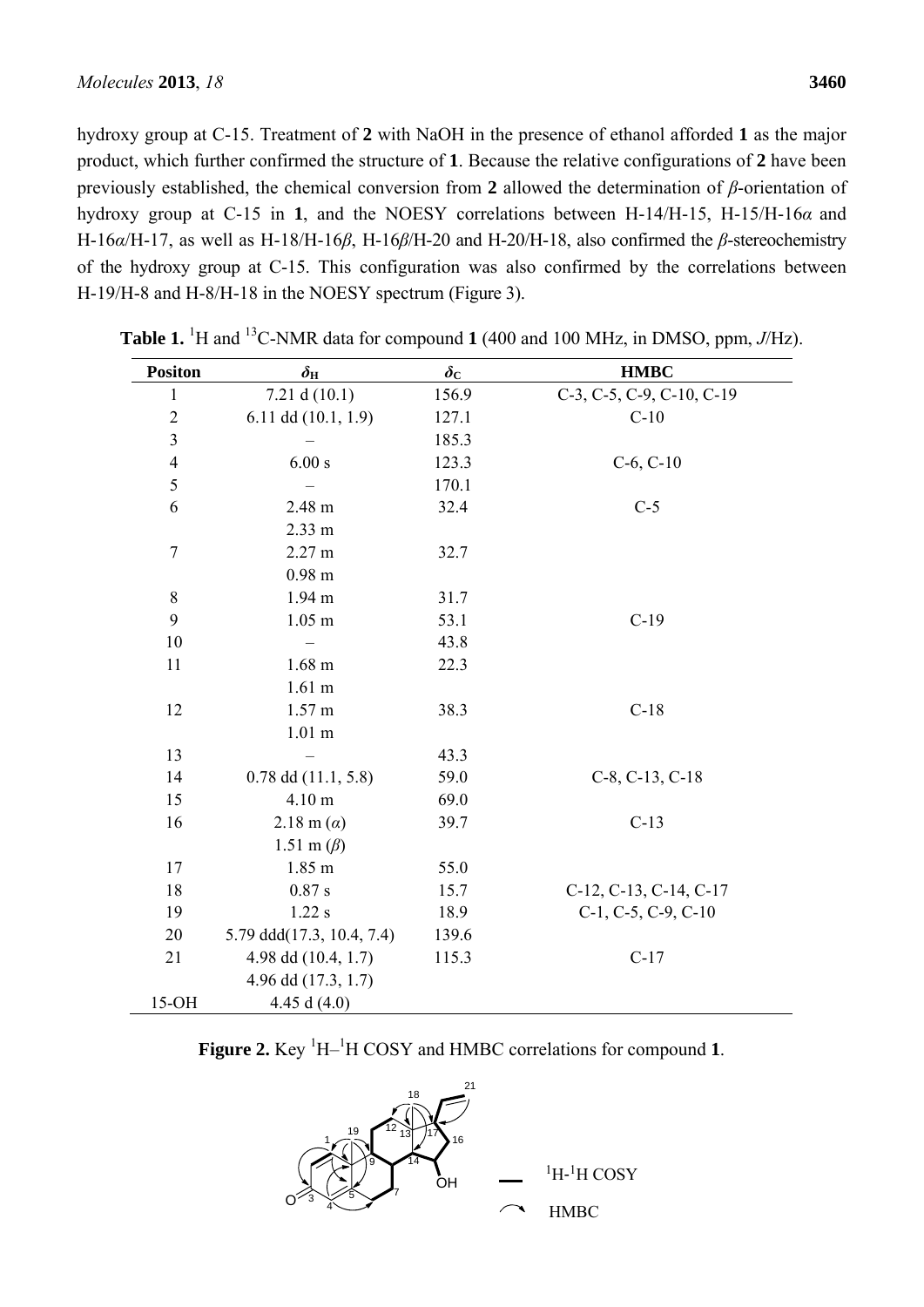hydroxy group at C-15. Treatment of **2** with NaOH in the presence of ethanol afforded **1** as the major product, which further confirmed the structure of **1**. Because the relative configurations of **2** have been previously established, the chemical conversion from **2** allowed the determination of *β*-orientation of hydroxy group at C-15 in **1**, and the NOESY correlations between H-14/H-15, H-15/H-16*α* and H-16*α*/H-17, as well as H-18/H-16*β*, H-16*β*/H-20 and H-20/H-18, also confirmed the *β*-stereochemistry of the hydroxy group at C-15. This configuration was also confirmed by the correlations between H-19/H-8 and H-8/H-18 in the NOESY spectrum (Figure 3).

**Table 1.** $^{1}$H and $^{13}$C-NMR data for compound **1** (400 and 100 MHz, in DMSO, ppm, *J*/Hz).

| Positon | $\delta_H$ | $\delta_C$ | HMBC |
|---|---|---|---|
| 1 | 7.21 d (10.1) | 156.9 | C-3, C-5, C-9, C-10, C-19 |
| 2 | 6.11 dd (10.1, 1.9) | 127.1 | C-10 |
| 3 | – | 185.3 | |
| 4 | 6.00 s | 123.3 | C-6, C-10 |
| 5 | – | 170.1 | |
| 6 | 2.48 m | 32.4 | C-5 |
| | 2.33 m | | |
| 7 | 2.27 m | 32.7 | |
| | 0.98 m | | |
| 8 | 1.94 m | 31.7 | |
| 9 | 1.05 m | 53.1 | C-19 |
| 10 | – | 43.8 | |
| 11 | 1.68 m | 22.3 | |
| | 1.61 m | | |
| 12 | 1.57 m | 38.3 | C-18 |
| | 1.01 m | | |
| 13 | – | 43.3 | |
| 14 | 0.78 dd (11.1, 5.8) | 59.0 | C-8, C-13, C-18 |
| 15 | 4.10 m | 69.0 | |
| 16 | 2.18 m (*α*) | 39.7 | C-13 |
| | 1.51 m (*β*) | | |
| 17 | 1.85 m | 55.0 | |
| 18 | 0.87 s | 15.7 | C-12, C-13, C-14, C-17 |
| 19 | 1.22 s | 18.9 | C-1, C-5, C-9, C-10 |
| 20 | 5.79 ddd(17.3, 10.4, 7.4) | 139.6 | |
| 21 | 4.98 dd (10.4, 1.7) | 115.3 | C-17 |
| | 4.96 dd (17.3, 1.7) | | |
| 15-OH | 4.45 d (4.0) | | |

**Figure 2.** Key $^{1}$H–$^{1}$H COSY and HMBC correlations for compound **1**.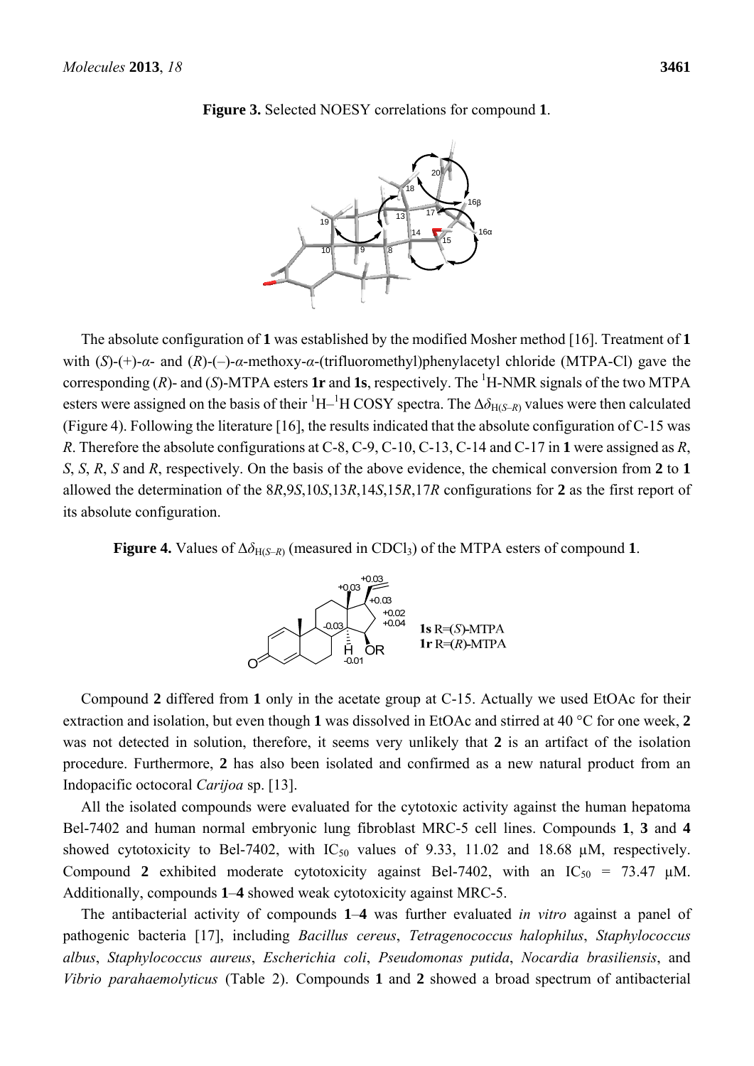**Figure 3.** Selected NOESY correlations for compound **1**.

The absolute configuration of **1** was established by the modified Mosher method [16]. Treatment of **1** with (*S*)-(+)-*α*- and (*R*)-(–)-*α*-methoxy-*α*-(trifluoromethyl)phenylacetyl chloride (MTPA-Cl) gave the corresponding (*R*)- and (*S*)-MTPA esters **1r** and **1s**, respectively. The $^1$H-NMR signals of the two MTPA esters were assigned on the basis of their $^1$H–$^1$H COSY spectra. The $\Delta\delta_{H(S-R)}$ values were then calculated (Figure 4). Following the literature [16], the results indicated that the absolute configuration of C-15 was *R*. Therefore the absolute configurations at C-8, C-9, C-10, C-13, C-14 and C-17 in **1** were assigned as *R*, *S*, *S*, *R*, *S* and *R*, respectively. On the basis of the above evidence, the chemical conversion from **2** to **1** allowed the determination of the 8*R*,9*S*,10*S*,13*R*,14*S*,15*R*,17*R* configurations for **2** as the first report of its absolute configuration.

**Figure 4.** Values of $\Delta\delta_{H(S-R)}$ (measured in $CDCl_3$) of the MTPA esters of compound **1**.

Compound **2** differed from **1** only in the acetate group at C-15. Actually we used EtOAc for their extraction and isolation, but even though **1** was dissolved in EtOAc and stirred at 40 °C for one week, **2** was not detected in solution, therefore, it seems very unlikely that **2** is an artifact of the isolation procedure. Furthermore, **2** has also been isolated and confirmed as a new natural product from an Indopacific octocoral *Carijoa* sp. [13].

All the isolated compounds were evaluated for the cytotoxic activity against the human hepatoma Bel-7402 and human normal embryonic lung fibroblast MRC-5 cell lines. Compounds **1**, **3** and **4** showed cytotoxicity to Bel-7402, with $IC_{50}$ values of 9.33, 11.02 and 18.68 μM, respectively. Compound **2** exhibited moderate cytotoxicity against Bel-7402, with an $IC_{50}$ = 73.47 μM. Additionally, compounds **1**–**4** showed weak cytotoxicity against MRC-5.

The antibacterial activity of compounds **1**–**4** was further evaluated *in vitro* against a panel of pathogenic bacteria [17], including *Bacillus cereus*, *Tetragenococcus halophilus*, *Staphylococcus albus*, *Staphylococcus aureus*, *Escherichia coli*, *Pseudomonas putida*, *Nocardia brasiliensis*, and *Vibrio parahaemolyticus* (Table 2). Compounds **1** and **2** showed a broad spectrum of antibacterial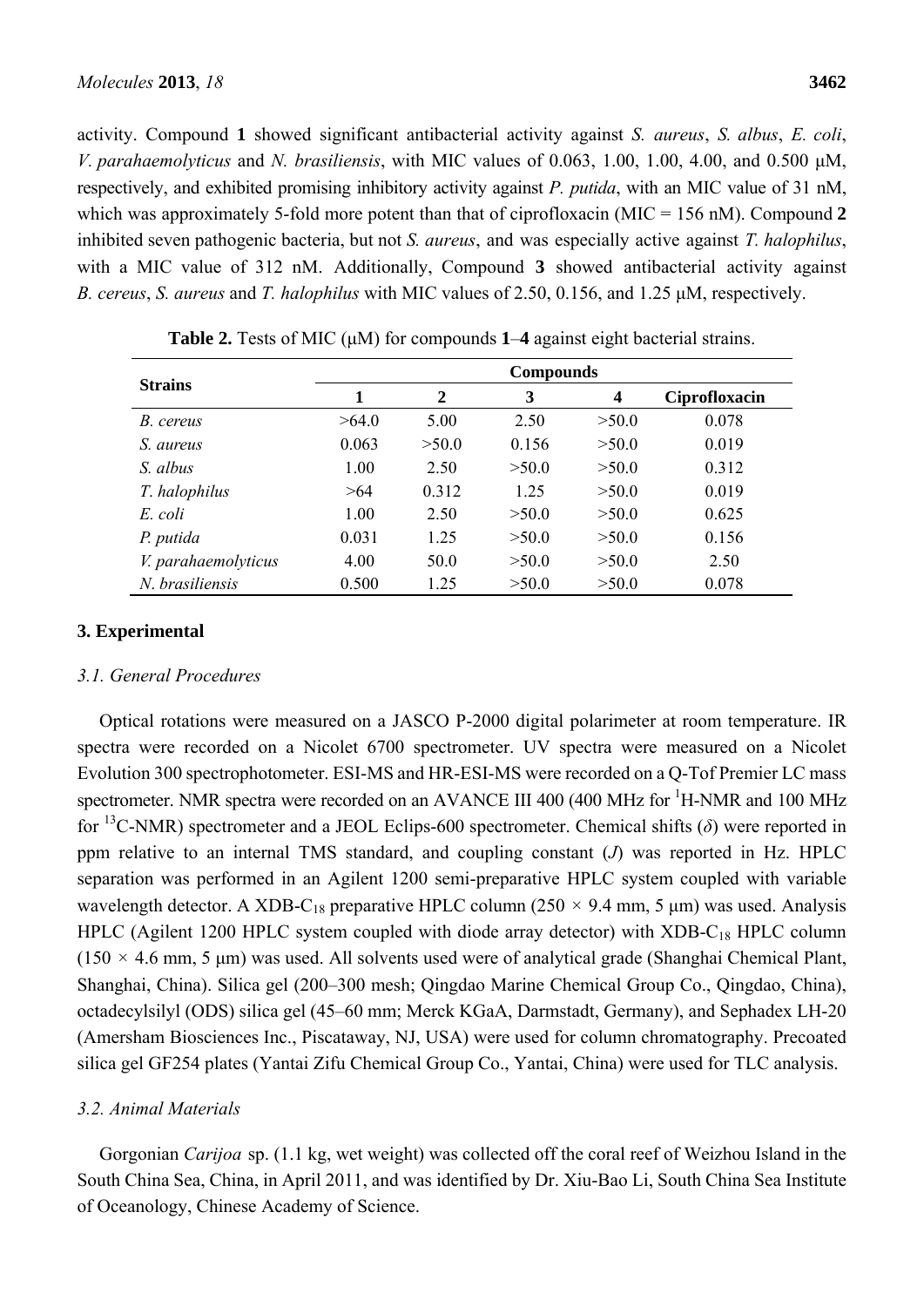activity. Compound **1** showed significant antibacterial activity against *S. aureus*, *S. albus*, *E. coli*, *V. parahaemolyticus* and *N. brasiliensis*, with MIC values of 0.063, 1.00, 1.00, 4.00, and 0.500 μM, respectively, and exhibited promising inhibitory activity against *P. putida*, with an MIC value of 31 nM, which was approximately 5-fold more potent than that of ciprofloxacin (MIC = 156 nM). Compound **2** inhibited seven pathogenic bacteria, but not *S. aureus*, and was especially active against *T. halophilus*, with a MIC value of 312 nM. Additionally, Compound **3** showed antibacterial activity against *B. cereus*, *S. aureus* and *T. halophilus* with MIC values of 2.50, 0.156, and 1.25 μM, respectively.

**Table 2.** Tests of MIC (μM) for compounds **1**–**4** against eight bacterial strains.

| Strains | Compounds | | | | |
|---|---|---|---|---|---|
| | **1** | **2** | **3** | **4** | **Ciprofloxacin** |
| *B. cereus* | >64.0 | 5.00 | 2.50 | >50.0 | 0.078 |
| *S. aureus* | 0.063 | >50.0 | 0.156 | >50.0 | 0.019 |
| *S. albus* | 1.00 | 2.50 | >50.0 | >50.0 | 0.312 |
| *T. halophilus* | >64 | 0.312 | 1.25 | >50.0 | 0.019 |
| *E. coli* | 1.00 | 2.50 | >50.0 | >50.0 | 0.625 |
| *P. putida* | 0.031 | 1.25 | >50.0 | >50.0 | 0.156 |
| *V. parahaemolyticus* | 4.00 | 50.0 | >50.0 | >50.0 | 2.50 |
| *N. brasiliensis* | 0.500 | 1.25 | >50.0 | >50.0 | 0.078 |

## 3. Experimental

### 3.1. General Procedures

Optical rotations were measured on a JASCO P-2000 digital polarimeter at room temperature. IR spectra were recorded on a Nicolet 6700 spectrometer. UV spectra were measured on a Nicolet Evolution 300 spectrophotometer. ESI-MS and HR-ESI-MS were recorded on a Q-Tof Premier LC mass spectrometer. NMR spectra were recorded on an AVANCE III 400 (400 MHz for $^{1}$H-NMR and 100 MHz for $^{13}$C-NMR) spectrometer and a JEOL Eclips-600 spectrometer. Chemical shifts ($\delta$) were reported in ppm relative to an internal TMS standard, and coupling constant ($J$) was reported in Hz. HPLC separation was performed in an Agilent 1200 semi-preparative HPLC system coupled with variable wavelength detector. A XDB-$C_{18}$ preparative HPLC column (250 × 9.4 mm, 5 μm) was used. Analysis HPLC (Agilent 1200 HPLC system coupled with diode array detector) with XDB-$C_{18}$ HPLC column (150 × 4.6 mm, 5 μm) was used. All solvents used were of analytical grade (Shanghai Chemical Plant, Shanghai, China). Silica gel (200–300 mesh; Qingdao Marine Chemical Group Co., Qingdao, China), octadecylsilyl (ODS) silica gel (45–60 mm; Merck KGaA, Darmstadt, Germany), and Sephadex LH-20 (Amersham Biosciences Inc., Piscataway, NJ, USA) were used for column chromatography. Precoated silica gel GF254 plates (Yantai Zifu Chemical Group Co., Yantai, China) were used for TLC analysis.

### 3.2. Animal Materials

Gorgonian *Carijoa* sp. (1.1 kg, wet weight) was collected off the coral reef of Weizhou Island in the South China Sea, China, in April 2011, and was identified by Dr. Xiu-Bao Li, South China Sea Institute of Oceanology, Chinese Academy of Science.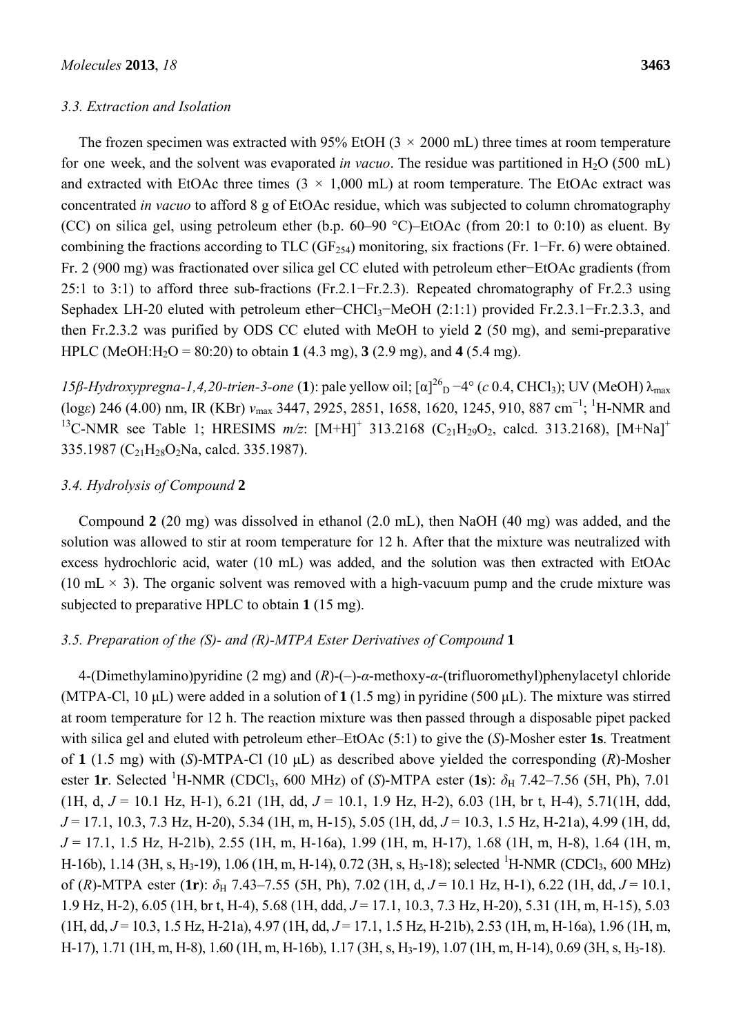### 3.3. Extraction and Isolation

The frozen specimen was extracted with 95% EtOH (3 × 2000 mL) three times at room temperature for one week, and the solvent was evaporated *in vacuo*. The residue was partitioned in $H_2O$ (500 mL) and extracted with EtOAc three times (3 × 1,000 mL) at room temperature. The EtOAc extract was concentrated *in vacuo* to afford 8 g of EtOAc residue, which was subjected to column chromatography (CC) on silica gel, using petroleum ether (b.p. 60–90 °C)–EtOAc (from 20:1 to 0:10) as eluent. By combining the fractions according to TLC ($GF_{254}$) monitoring, six fractions (Fr. 1−Fr. 6) were obtained. Fr. 2 (900 mg) was fractionated over silica gel CC eluted with petroleum ether−EtOAc gradients (from 25:1 to 3:1) to afford three sub-fractions (Fr.2.1−Fr.2.3). Repeated chromatography of Fr.2.3 using Sephadex LH-20 eluted with petroleum ether−$CHCl_3$−MeOH (2:1:1) provided Fr.2.3.1−Fr.2.3.3, and then Fr.2.3.2 was purified by ODS CC eluted with MeOH to yield **2** (50 mg), and semi-preparative HPLC (MeOH:$H_2O$ = 80:20) to obtain **1** (4.3 mg), **3** (2.9 mg), and **4** (5.4 mg).

*15β-Hydroxypregna-1,4,20-trien-3-one* (**1**): pale yellow oil; $[\alpha]^{26}_{D}$ −4° (*c* 0.4, $CHCl_3$); UV (MeOH) $\lambda_{max}$ (log*ε*) 246 (4.00) nm, IR (KBr) $\nu_{max}$ 3447, 2925, 2851, 1658, 1620, 1245, 910, 887 $cm^{-1}$; $^1$H-NMR and $^{13}$C-NMR see Table 1; HRESIMS *m/z*: $[M+H]^+$ 313.2168 ($C_{21}H_{29}O_2$, calcd. 313.2168), $[M+Na]^+$ 335.1987 ($C_{21}H_{28}O_2Na$, calcd. 335.1987).

### 3.4. Hydrolysis of Compound 2

Compound **2** (20 mg) was dissolved in ethanol (2.0 mL), then NaOH (40 mg) was added, and the solution was allowed to stir at room temperature for 12 h. After that the mixture was neutralized with excess hydrochloric acid, water (10 mL) was added, and the solution was then extracted with EtOAc (10 mL × 3). The organic solvent was removed with a high-vacuum pump and the crude mixture was subjected to preparative HPLC to obtain **1** (15 mg).

### 3.5. Preparation of the (S)- and (R)-MTPA Ester Derivatives of Compound 1

4-(Dimethylamino)pyridine (2 mg) and (*R*)-(–)-*α*-methoxy-*α*-(trifluoromethyl)phenylacetyl chloride (MTPA-Cl, 10 μL) were added in a solution of **1** (1.5 mg) in pyridine (500 μL). The mixture was stirred at room temperature for 12 h. The reaction mixture was then passed through a disposable pipet packed with silica gel and eluted with petroleum ether–EtOAc (5:1) to give the (*S*)-Mosher ester **1s**. Treatment of **1** (1.5 mg) with (*S*)-MTPA-Cl (10 μL) as described above yielded the corresponding (*R*)-Mosher ester **1r**. Selected $^1$H-NMR ($CDCl_3$, 600 MHz) of (*S*)-MTPA ester (**1s**): $\delta_H$ 7.42–7.56 (5H, Ph), 7.01 (1H, d, *J* = 10.1 Hz, H-1), 6.21 (1H, dd, *J* = 10.1, 1.9 Hz, H-2), 6.03 (1H, br t, H-4), 5.71(1H, ddd, *J* = 17.1, 10.3, 7.3 Hz, H-20), 5.34 (1H, m, H-15), 5.05 (1H, dd, *J* = 10.3, 1.5 Hz, H-21a), 4.99 (1H, dd, *J* = 17.1, 1.5 Hz, H-21b), 2.55 (1H, m, H-16a), 1.99 (1H, m, H-17), 1.68 (1H, m, H-8), 1.64 (1H, m, H-16b), 1.14 (3H, s, $H_3$-19), 1.06 (1H, m, H-14), 0.72 (3H, s, $H_3$-18); selected $^1$H-NMR ($CDCl_3$, 600 MHz) of (*R*)-MTPA ester (**1r**): $\delta_H$ 7.43–7.55 (5H, Ph), 7.02 (1H, d, *J* = 10.1 Hz, H-1), 6.22 (1H, dd, *J* = 10.1, 1.9 Hz, H-2), 6.05 (1H, br t, H-4), 5.68 (1H, ddd, *J* = 17.1, 10.3, 7.3 Hz, H-20), 5.31 (1H, m, H-15), 5.03 (1H, dd, *J* = 10.3, 1.5 Hz, H-21a), 4.97 (1H, dd, *J* = 17.1, 1.5 Hz, H-21b), 2.53 (1H, m, H-16a), 1.96 (1H, m, H-17), 1.71 (1H, m, H-8), 1.60 (1H, m, H-16b), 1.17 (3H, s, $H_3$-19), 1.07 (1H, m, H-14), 0.69 (3H, s, $H_3$-18).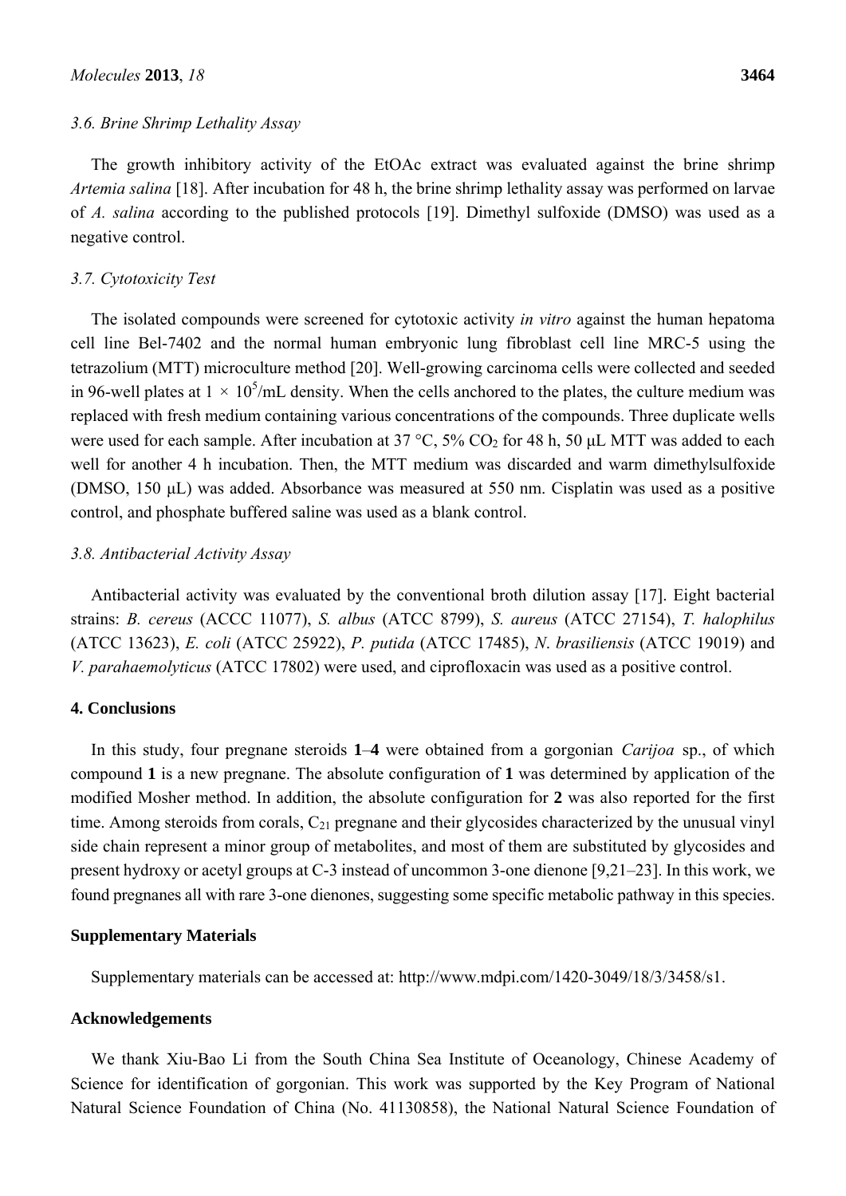### *3.6. Brine Shrimp Lethality Assay*

The growth inhibitory activity of the EtOAc extract was evaluated against the brine shrimp *Artemia salina* [18]. After incubation for 48 h, the brine shrimp lethality assay was performed on larvae of *A. salina* according to the published protocols [19]. Dimethyl sulfoxide (DMSO) was used as a negative control.

### *3.7. Cytotoxicity Test*

The isolated compounds were screened for cytotoxic activity *in vitro* against the human hepatoma cell line Bel-7402 and the normal human embryonic lung fibroblast cell line MRC-5 using the tetrazolium (MTT) microculture method [20]. Well-growing carcinoma cells were collected and seeded in 96-well plates at $1 \times 10^5$/mL density. When the cells anchored to the plates, the culture medium was replaced with fresh medium containing various concentrations of the compounds. Three duplicate wells were used for each sample. After incubation at 37 °C, 5% $CO_2$ for 48 h, 50 μL MTT was added to each well for another 4 h incubation. Then, the MTT medium was discarded and warm dimethylsulfoxide (DMSO, 150 μL) was added. Absorbance was measured at 550 nm. Cisplatin was used as a positive control, and phosphate buffered saline was used as a blank control.

### *3.8. Antibacterial Activity Assay*

Antibacterial activity was evaluated by the conventional broth dilution assay [17]. Eight bacterial strains: *B. cereus* (ACCC 11077), *S. albus* (ATCC 8799), *S. aureus* (ATCC 27154), *T. halophilus* (ATCC 13623), *E. coli* (ATCC 25922), *P. putida* (ATCC 17485), *N. brasiliensis* (ATCC 19019) and *V. parahaemolyticus* (ATCC 17802) were used, and ciprofloxacin was used as a positive control.

## 4. Conclusions

In this study, four pregnane steroids **1**–**4** were obtained from a gorgonian *Carijoa* sp., of which compound **1** is a new pregnane. The absolute configuration of **1** was determined by application of the modified Mosher method. In addition, the absolute configuration for **2** was also reported for the first time. Among steroids from corals, $C_{21}$ pregnane and their glycosides characterized by the unusual vinyl side chain represent a minor group of metabolites, and most of them are substituted by glycosides and present hydroxy or acetyl groups at C-3 instead of uncommon 3-one dienone [9,21–23]. In this work, we found pregnanes all with rare 3-one dienones, suggesting some specific metabolic pathway in this species.

## Supplementary Materials

Supplementary materials can be accessed at: http://www.mdpi.com/1420-3049/18/3/3458/s1.

## Acknowledgements

We thank Xiu-Bao Li from the South China Sea Institute of Oceanology, Chinese Academy of Science for identification of gorgonian. This work was supported by the Key Program of National Natural Science Foundation of China (No. 41130858), the National Natural Science Foundation of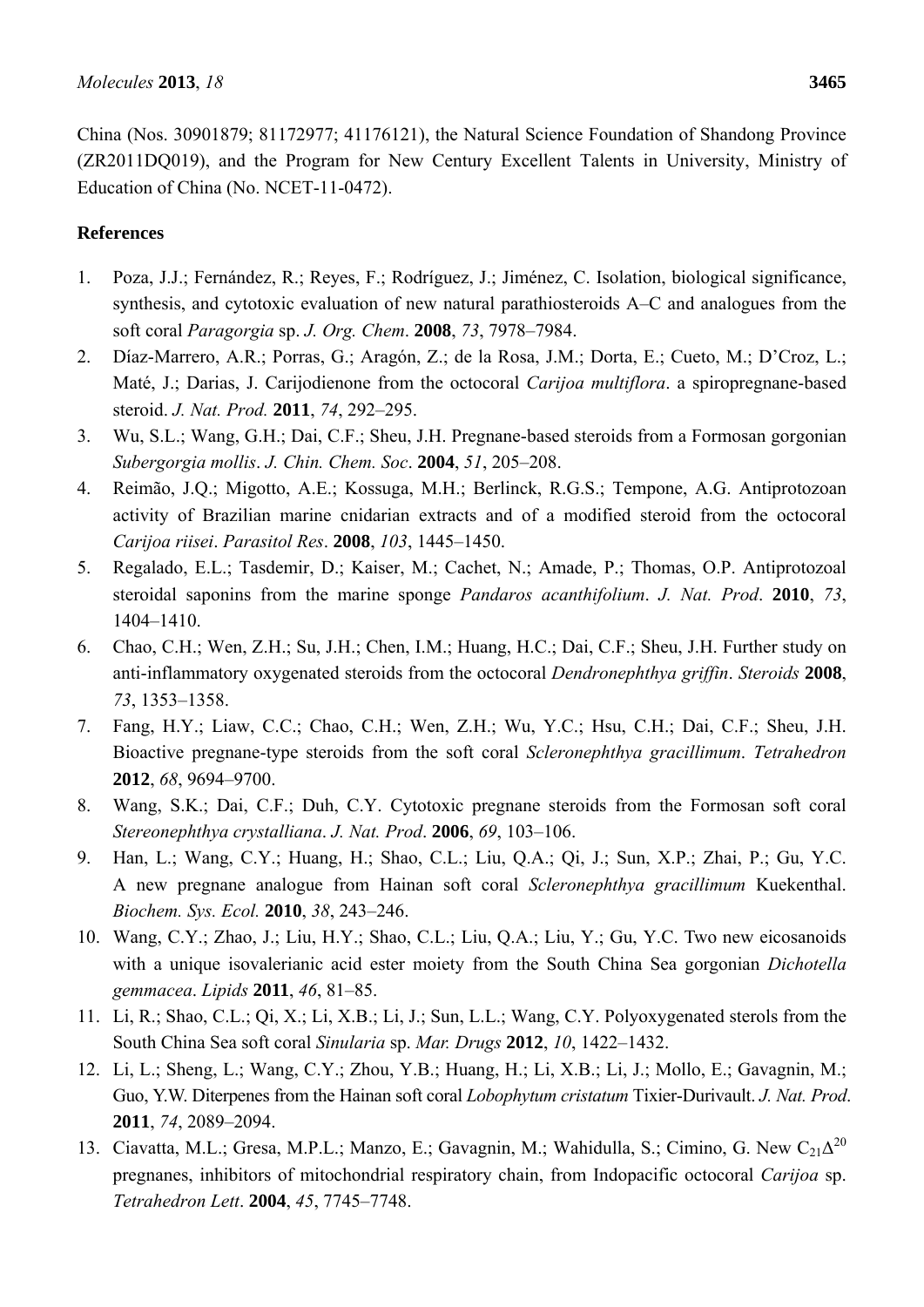China (Nos. 30901879; 81172977; 41176121), the Natural Science Foundation of Shandong Province (ZR2011DQ019), and the Program for New Century Excellent Talents in University, Ministry of Education of China (No. NCET-11-0472).

## References

1. Poza, J.J.; Fernández, R.; Reyes, F.; Rodríguez, J.; Jiménez, C. Isolation, biological significance, synthesis, and cytotoxic evaluation of new natural parathiosteroids A–C and analogues from the soft coral *Paragorgia* sp. *J. Org. Chem*. **2008**, *73*, 7978–7984.
2. Díaz-Marrero, A.R.; Porras, G.; Aragón, Z.; de la Rosa, J.M.; Dorta, E.; Cueto, M.; D'Croz, L.; Maté, J.; Darias, J. Carijodienone from the octocoral *Carijoa multiflora*. a spiropregnane-based steroid. *J. Nat. Prod.* **2011**, *74*, 292–295.
3. Wu, S.L.; Wang, G.H.; Dai, C.F.; Sheu, J.H. Pregnane-based steroids from a Formosan gorgonian *Subergorgia mollis*. *J. Chin. Chem. Soc*. **2004**, *51*, 205–208.
4. Reimão, J.Q.; Migotto, A.E.; Kossuga, M.H.; Berlinck, R.G.S.; Tempone, A.G. Antiprotozoan activity of Brazilian marine cnidarian extracts and of a modified steroid from the octocoral *Carijoa riisei*. *Parasitol Res*. **2008**, *103*, 1445–1450.
5. Regalado, E.L.; Tasdemir, D.; Kaiser, M.; Cachet, N.; Amade, P.; Thomas, O.P. Antiprotozoal steroidal saponins from the marine sponge *Pandaros acanthifolium*. *J. Nat. Prod*. **2010**, *73*, 1404–1410.
6. Chao, C.H.; Wen, Z.H.; Su, J.H.; Chen, I.M.; Huang, H.C.; Dai, C.F.; Sheu, J.H. Further study on anti-inflammatory oxygenated steroids from the octocoral *Dendronephthya griffin*. *Steroids* **2008**, *73*, 1353–1358.
7. Fang, H.Y.; Liaw, C.C.; Chao, C.H.; Wen, Z.H.; Wu, Y.C.; Hsu, C.H.; Dai, C.F.; Sheu, J.H. Bioactive pregnane-type steroids from the soft coral *Scleronephthya gracillimum*. *Tetrahedron* **2012**, *68*, 9694–9700.
8. Wang, S.K.; Dai, C.F.; Duh, C.Y. Cytotoxic pregnane steroids from the Formosan soft coral *Stereonephthya crystalliana*. *J. Nat. Prod*. **2006**, *69*, 103–106.
9. Han, L.; Wang, C.Y.; Huang, H.; Shao, C.L.; Liu, Q.A.; Qi, J.; Sun, X.P.; Zhai, P.; Gu, Y.C. A new pregnane analogue from Hainan soft coral *Scleronephthya gracillimum* Kuekenthal. *Biochem. Sys. Ecol.* **2010**, *38*, 243–246.
10. Wang, C.Y.; Zhao, J.; Liu, H.Y.; Shao, C.L.; Liu, Q.A.; Liu, Y.; Gu, Y.C. Two new eicosanoids with a unique isovalerianic acid ester moiety from the South China Sea gorgonian *Dichotella gemmacea*. *Lipids* **2011**, *46*, 81–85.
11. Li, R.; Shao, C.L.; Qi, X.; Li, X.B.; Li, J.; Sun, L.L.; Wang, C.Y. Polyoxygenated sterols from the South China Sea soft coral *Sinularia* sp. *Mar. Drugs* **2012**, *10*, 1422–1432.
12. Li, L.; Sheng, L.; Wang, C.Y.; Zhou, Y.B.; Huang, H.; Li, X.B.; Li, J.; Mollo, E.; Gavagnin, M.; Guo, Y.W. Diterpenes from the Hainan soft coral *Lobophytum cristatum* Tixier-Durivault. *J. Nat. Prod*. **2011**, *74*, 2089–2094.
13. Ciavatta, M.L.; Gresa, M.P.L.; Manzo, E.; Gavagnin, M.; Wahidulla, S.; Cimino, G. New $C_{21}\Delta^{20}$ pregnanes, inhibitors of mitochondrial respiratory chain, from Indopacific octocoral *Carijoa* sp. *Tetrahedron Lett*. **2004**, *45*, 7745–7748.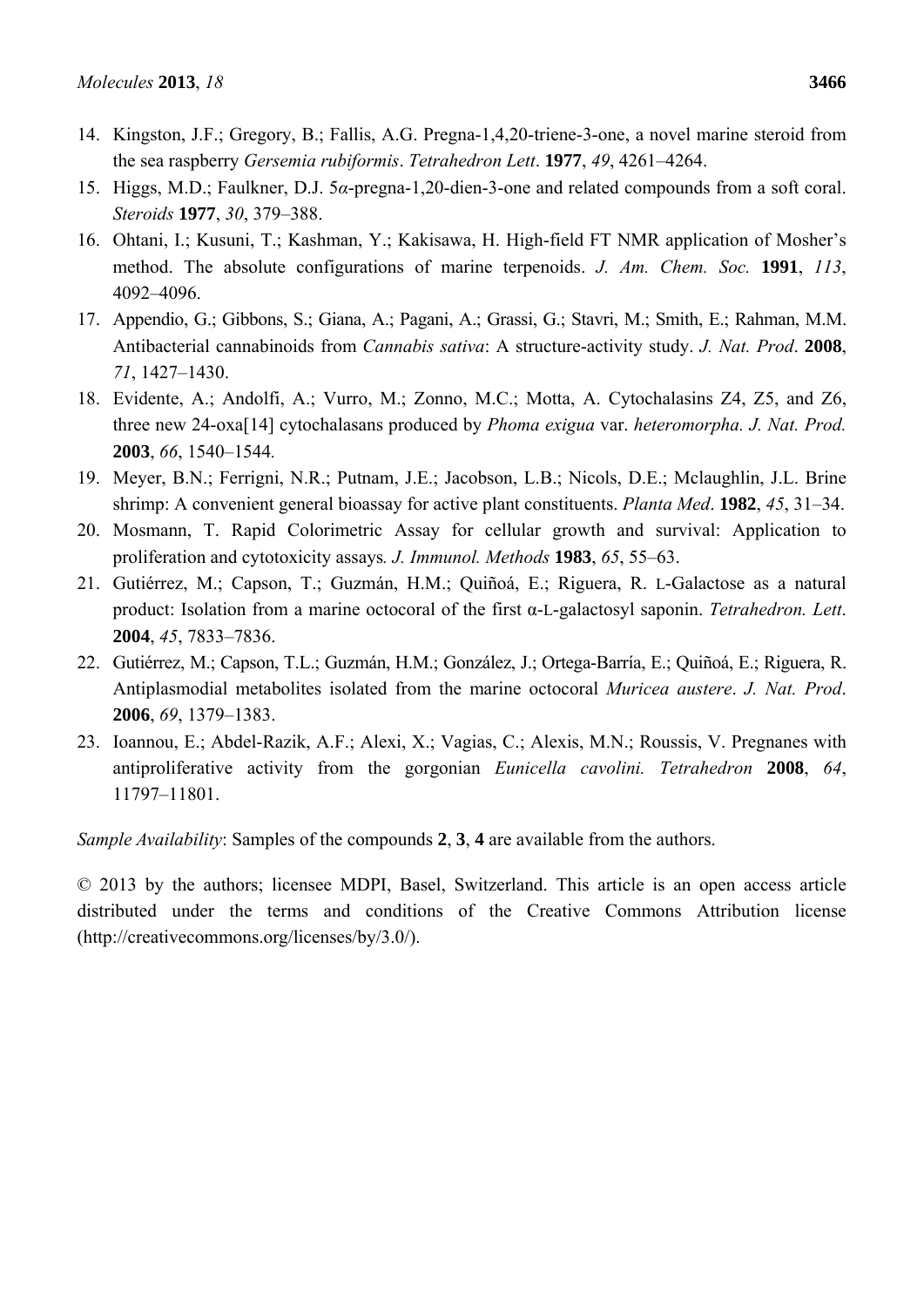14. Kingston, J.F.; Gregory, B.; Fallis, A.G. Pregna-1,4,20-triene-3-one, a novel marine steroid from the sea raspberry *Gersemia rubiformis*. *Tetrahedron Lett*. **1977**, *49*, 4261–4264.
15. Higgs, M.D.; Faulkner, D.J. 5*α*-pregna-1,20-dien-3-one and related compounds from a soft coral. *Steroids* **1977**, *30*, 379–388.
16. Ohtani, I.; Kusuni, T.; Kashman, Y.; Kakisawa, H. High-field FT NMR application of Mosher's method. The absolute configurations of marine terpenoids. *J. Am. Chem. Soc.* **1991**, *113*, 4092–4096.
17. Appendio, G.; Gibbons, S.; Giana, A.; Pagani, A.; Grassi, G.; Stavri, M.; Smith, E.; Rahman, M.M. Antibacterial cannabinoids from *Cannabis sativa*: A structure-activity study. *J. Nat. Prod*. **2008**, *71*, 1427–1430.
18. Evidente, A.; Andolfi, A.; Vurro, M.; Zonno, M.C.; Motta, A. Cytochalasins Z4, Z5, and Z6, three new 24-oxa[14] cytochalasans produced by *Phoma exigua* var. *heteromorpha. J. Nat. Prod.* **2003**, *66*, 1540–1544.
19. Meyer, B.N.; Ferrigni, N.R.; Putnam, J.E.; Jacobson, L.B.; Nicols, D.E.; Mclaughlin, J.L. Brine shrimp: A convenient general bioassay for active plant constituents. *Planta Med*. **1982**, *45*, 31–34.
20. Mosmann, T. Rapid Colorimetric Assay for cellular growth and survival: Application to proliferation and cytotoxicity assays*. J. Immunol. Methods* **1983**, *65*, 55–63.
21. Gutiérrez, M.; Capson, T.; Guzmán, H.M.; Quiñoá, E.; Riguera, R. L-Galactose as a natural product: Isolation from a marine octocoral of the first α-L-galactosyl saponin. *Tetrahedron. Lett*. **2004**, *45*, 7833–7836.
22. Gutiérrez, M.; Capson, T.L.; Guzmán, H.M.; González, J.; Ortega-Barría, E.; Quiñoá, E.; Riguera, R. Antiplasmodial metabolites isolated from the marine octocoral *Muricea austere*. *J. Nat. Prod*. **2006**, *69*, 1379–1383.
23. Ioannou, E.; Abdel-Razik, A.F.; Alexi, X.; Vagias, C.; Alexis, M.N.; Roussis, V. Pregnanes with antiproliferative activity from the gorgonian *Eunicella cavolini. Tetrahedron* **2008**, *64*, 11797–11801.

*Sample Availability*: Samples of the compounds **2**, **3**, **4** are available from the authors.

© 2013 by the authors; licensee MDPI, Basel, Switzerland. This article is an open access article distributed under the terms and conditions of the Creative Commons Attribution license (http://creativecommons.org/licenses/by/3.0/).